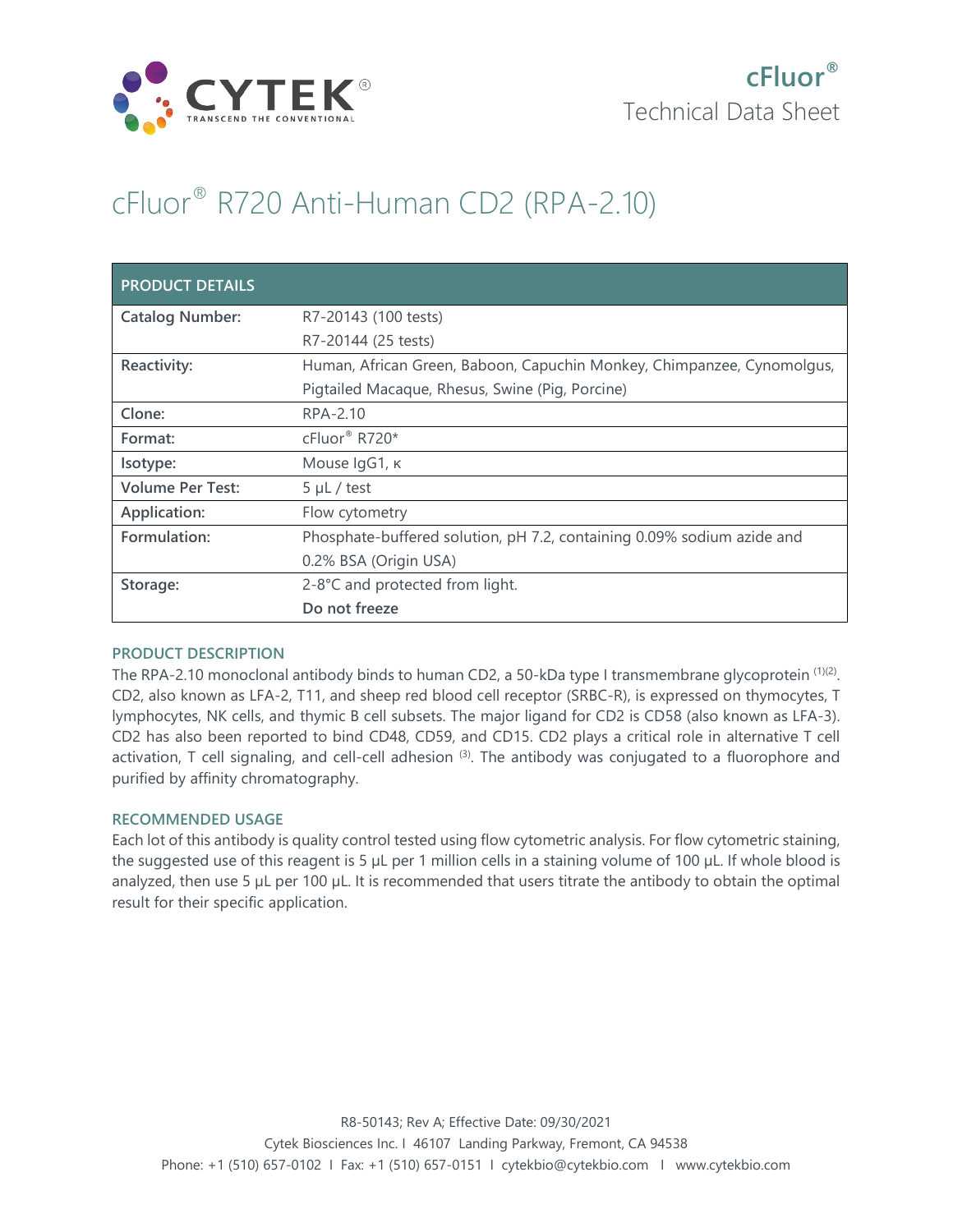cFluor®
Technical Data Sheet

# cFluor® R720 Anti-Human CD2 (RPA-2.10)

| PRODUCT DETAILS | |
|---|---|
| **Catalog Number:** | R7-20143 (100 tests)<br>R7-20144 (25 tests) |
| **Reactivity:** | Human, African Green, Baboon, Capuchin Monkey, Chimpanzee, Cynomolgus, Pigtailed Macaque, Rhesus, Swine (Pig, Porcine) |
| **Clone:** | RPA-2.10 |
| **Format:** | cFluor® R720* |
| **Isotype:** | Mouse IgG1, κ |
| **Volume Per Test:** | 5 µL / test |
| **Application:** | Flow cytometry |
| **Formulation:** | Phosphate-buffered solution, pH 7.2, containing 0.09% sodium azide and 0.2% BSA (Origin USA) |
| **Storage:** | 2-8°C and protected from light.<br>**Do not freeze** |

## PRODUCT DESCRIPTION

The RPA-2.10 monoclonal antibody binds to human CD2, a 50-kDa type I transmembrane glycoprotein [(1)(2)]. CD2, also known as LFA-2, T11, and sheep red blood cell receptor (SRBC-R), is expressed on thymocytes, T lymphocytes, NK cells, and thymic B cell subsets. The major ligand for CD2 is CD58 (also known as LFA-3). CD2 has also been reported to bind CD48, CD59, and CD15. CD2 plays a critical role in alternative T cell activation, T cell signaling, and cell-cell adhesion [(3)]. The antibody was conjugated to a fluorophore and purified by affinity chromatography.

## RECOMMENDED USAGE

Each lot of this antibody is quality control tested using flow cytometric analysis. For flow cytometric staining, the suggested use of this reagent is 5 µL per 1 million cells in a staining volume of 100 µL. If whole blood is analyzed, then use 5 µL per 100 µL. It is recommended that users titrate the antibody to obtain the optimal result for their specific application.

R8-50143; Rev A; Effective Date: 09/30/2021
Cytek Biosciences Inc. I 46107 Landing Parkway, Fremont, CA 94538
Phone: +1 (510) 657-0102 I Fax: +1 (510) 657-0151 I cytekbio@cytekbio.com I www.cytekbio.com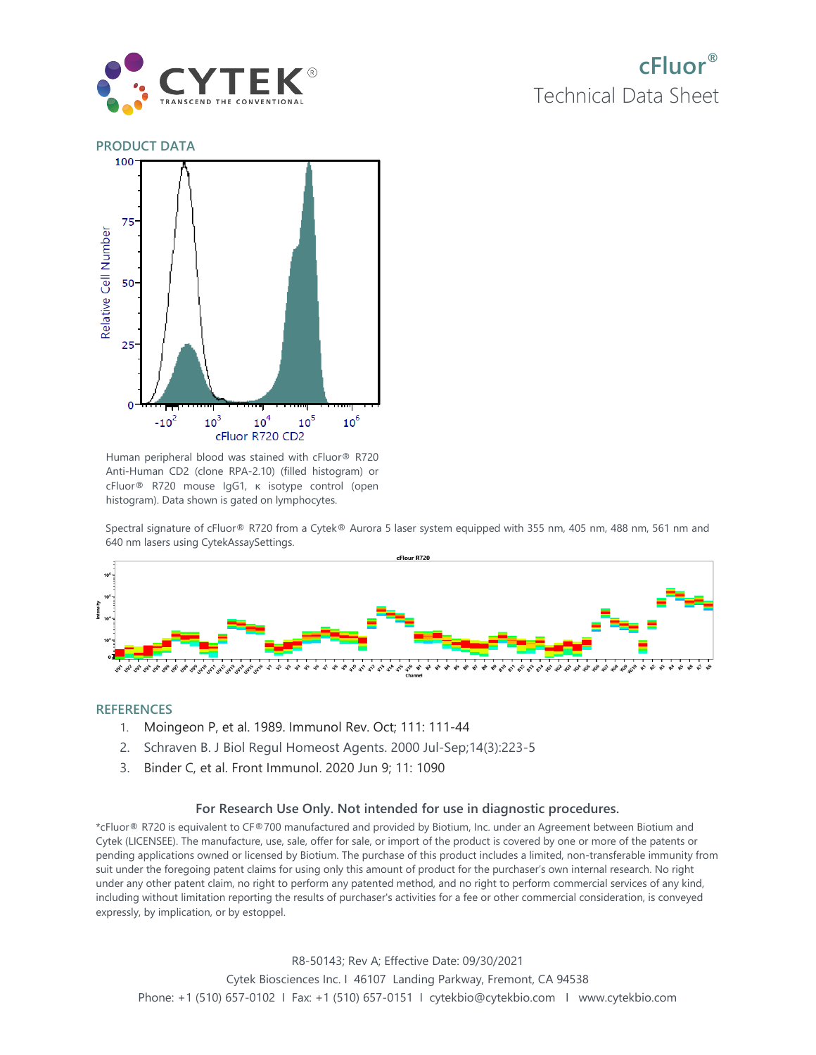cFluor®

Technical Data Sheet

## PRODUCT DATA

100
75
50
25
0
Relative Cell Number
$-10^2$ $10^3$ $10^4$ $10^5$ $10^6$
cFluor R720 CD2

Human peripheral blood was stained with cFluor® R720 Anti-Human CD2 (clone RPA-2.10) (filled histogram) or cFluor® R720 mouse IgG1, κ isotype control (open histogram). Data shown is gated on lymphocytes.

Spectral signature of cFluor® R720 from a Cytek® Aurora 5 laser system equipped with 355 nm, 405 nm, 488 nm, 561 nm and 640 nm lasers using CytekAssaySettings.

cFlour R720

Intensity

Channel

## REFERENCES

1. Moingeon P, et al. 1989. Immunol Rev. Oct; 111: 111-44
2. Schraven B. J Biol Regul Homeost Agents. 2000 Jul-Sep;14(3):223-5
3. Binder C, et al. Front Immunol. 2020 Jun 9; 11: 1090

**For Research Use Only. Not intended for use in diagnostic procedures.**

*cFluor® R720 is equivalent to CF®700 manufactured and provided by Biotium, Inc. under an Agreement between Biotium and Cytek (LICENSEE). The manufacture, use, sale, offer for sale, or import of the product is covered by one or more of the patents or pending applications owned or licensed by Biotium. The purchase of this product includes a limited, non-transferable immunity from suit under the foregoing patent claims for using only this amount of product for the purchaser's own internal research. No right under any other patent claim, no right to perform any patented method, and no right to perform commercial services of any kind, including without limitation reporting the results of purchaser's activities for a fee or other commercial consideration, is conveyed expressly, by implication, or by estoppel.

R8-50143; Rev A; Effective Date: 09/30/2021

Cytek Biosciences Inc. I 46107 Landing Parkway, Fremont, CA 94538

Phone: +1 (510) 657-0102 I Fax: +1 (510) 657-0151 I cytekbio@cytekbio.com I www.cytekbio.com